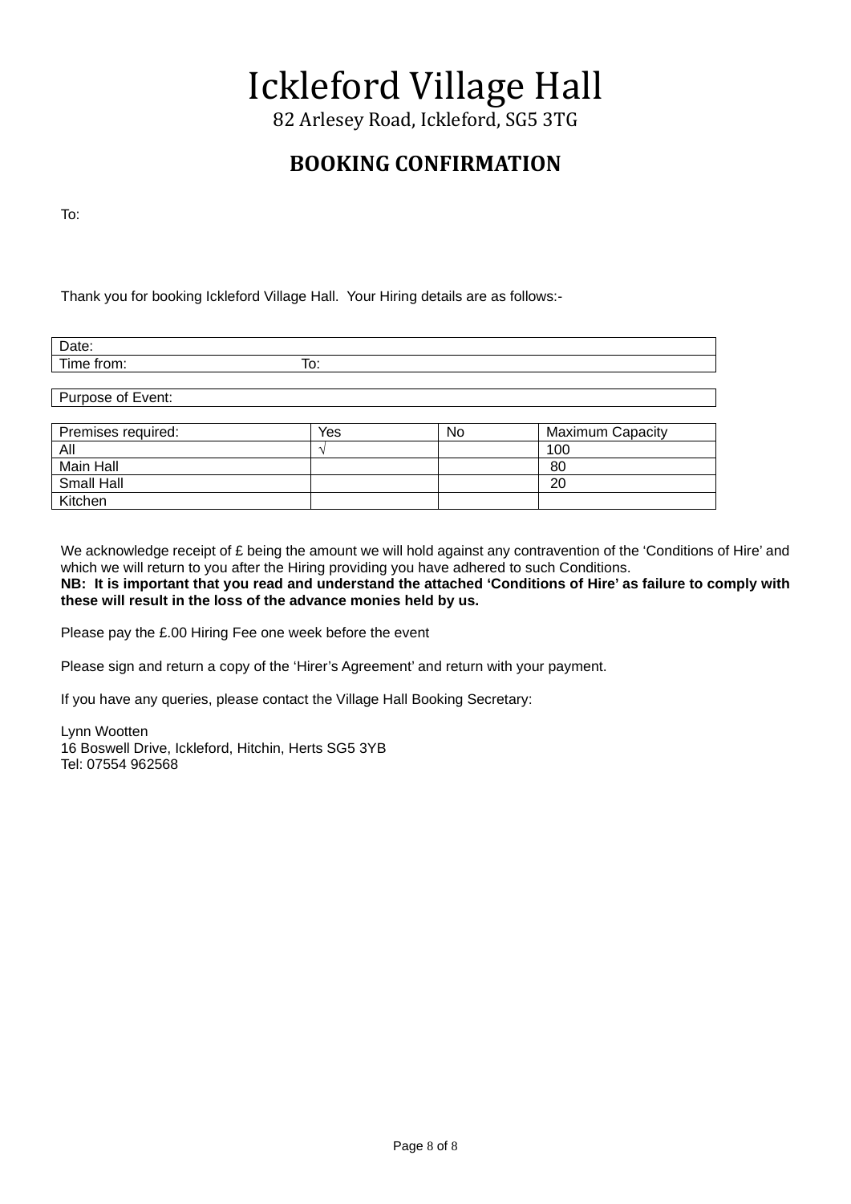# Ickleford Village Hall

82 Arlesey Road, Ickleford, SG5 3TG

## BOOKING CONFIRMATION

To:

Thank you for booking Ickleford Village Hall. Your Hiring details are as follows:-

| Date: | |
|---|---|
| Time from: | To: |

| Purpose of Event: |
|---|

| Premises required: | Yes | No | Maximum Capacity |
|---|---|---|---|
| All | √ | | 100 |
| Main Hall | | | 80 |
| Small Hall | | | 20 |
| Kitchen | | | |

We acknowledge receipt of £ being the amount we will hold against any contravention of the 'Conditions of Hire' and which we will return to you after the Hiring providing you have adhered to such Conditions.
**NB: It is important that you read and understand the attached 'Conditions of Hire' as failure to comply with these will result in the loss of the advance monies held by us.**

Please pay the £.00 Hiring Fee one week before the event

Please sign and return a copy of the 'Hirer's Agreement' and return with your payment.

If you have any queries, please contact the Village Hall Booking Secretary:

Lynn Wootten
16 Boswell Drive, Ickleford, Hitchin, Herts SG5 3YB
Tel: 07554 962568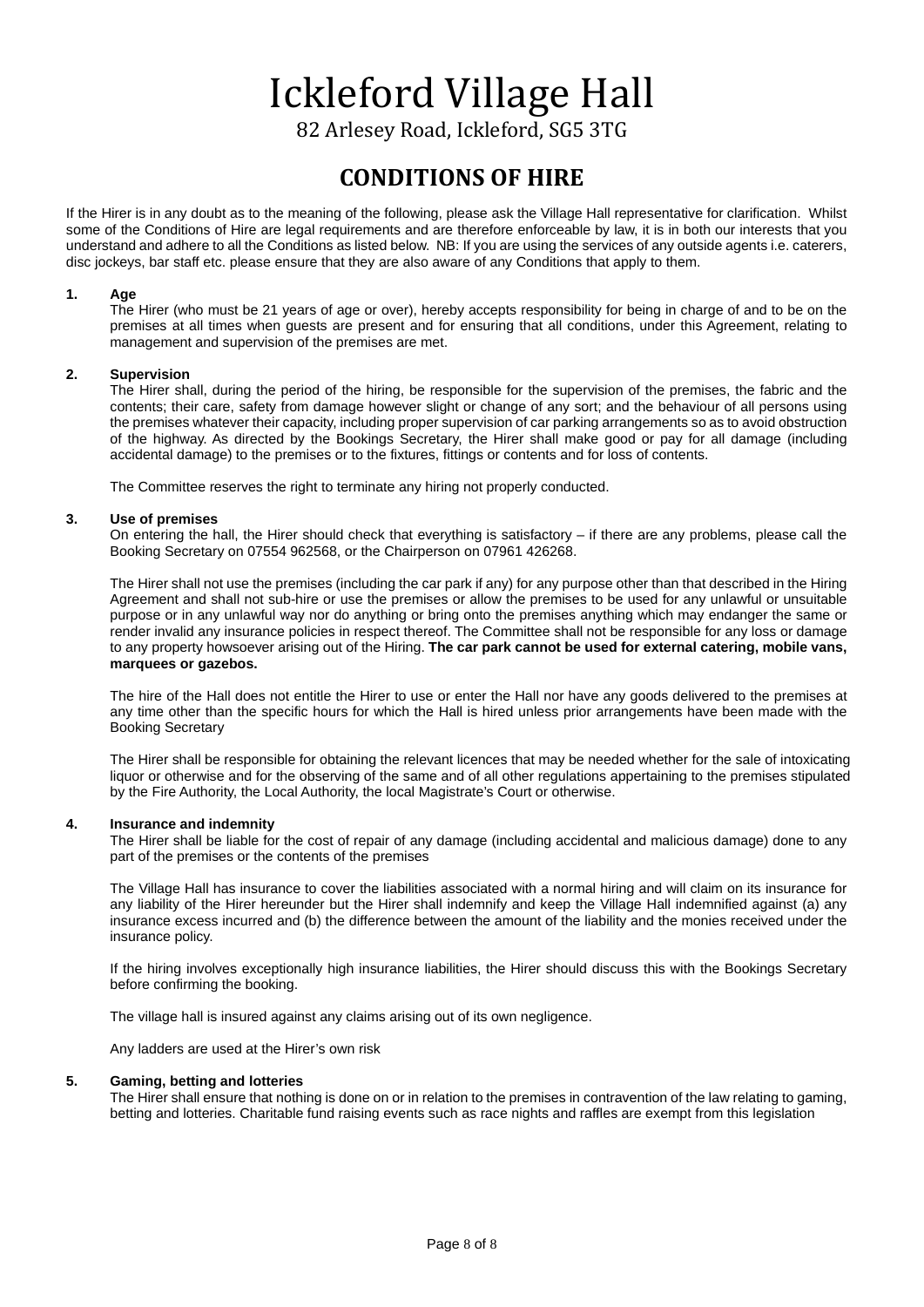# Ickleford Village Hall

82 Arlesey Road, Ickleford, SG5 3TG

## CONDITIONS OF HIRE

If the Hirer is in any doubt as to the meaning of the following, please ask the Village Hall representative for clarification. Whilst some of the Conditions of Hire are legal requirements and are therefore enforceable by law, it is in both our interests that you understand and adhere to all the Conditions as listed below. NB: If you are using the services of any outside agents i.e. caterers, disc jockeys, bar staff etc. please ensure that they are also aware of any Conditions that apply to them.

### 1. Age

The Hirer (who must be 21 years of age or over), hereby accepts responsibility for being in charge of and to be on the premises at all times when guests are present and for ensuring that all conditions, under this Agreement, relating to management and supervision of the premises are met.

### 2. Supervision

The Hirer shall, during the period of the hiring, be responsible for the supervision of the premises, the fabric and the contents; their care, safety from damage however slight or change of any sort; and the behaviour of all persons using the premises whatever their capacity, including proper supervision of car parking arrangements so as to avoid obstruction of the highway. As directed by the Bookings Secretary, the Hirer shall make good or pay for all damage (including accidental damage) to the premises or to the fixtures, fittings or contents and for loss of contents.

The Committee reserves the right to terminate any hiring not properly conducted.

### 3. Use of premises

On entering the hall, the Hirer should check that everything is satisfactory – if there are any problems, please call the Booking Secretary on 07554 962568, or the Chairperson on 07961 426268.

The Hirer shall not use the premises (including the car park if any) for any purpose other than that described in the Hiring Agreement and shall not sub-hire or use the premises or allow the premises to be used for any unlawful or unsuitable purpose or in any unlawful way nor do anything or bring onto the premises anything which may endanger the same or render invalid any insurance policies in respect thereof. The Committee shall not be responsible for any loss or damage to any property howsoever arising out of the Hiring. **The car park cannot be used for external catering, mobile vans, marquees or gazebos.**

The hire of the Hall does not entitle the Hirer to use or enter the Hall nor have any goods delivered to the premises at any time other than the specific hours for which the Hall is hired unless prior arrangements have been made with the Booking Secretary

The Hirer shall be responsible for obtaining the relevant licences that may be needed whether for the sale of intoxicating liquor or otherwise and for the observing of the same and of all other regulations appertaining to the premises stipulated by the Fire Authority, the Local Authority, the local Magistrate's Court or otherwise.

### 4. Insurance and indemnity

The Hirer shall be liable for the cost of repair of any damage (including accidental and malicious damage) done to any part of the premises or the contents of the premises

The Village Hall has insurance to cover the liabilities associated with a normal hiring and will claim on its insurance for any liability of the Hirer hereunder but the Hirer shall indemnify and keep the Village Hall indemnified against (a) any insurance excess incurred and (b) the difference between the amount of the liability and the monies received under the insurance policy.

If the hiring involves exceptionally high insurance liabilities, the Hirer should discuss this with the Bookings Secretary before confirming the booking.

The village hall is insured against any claims arising out of its own negligence.

Any ladders are used at the Hirer's own risk

### 5. Gaming, betting and lotteries

The Hirer shall ensure that nothing is done on or in relation to the premises in contravention of the law relating to gaming, betting and lotteries. Charitable fund raising events such as race nights and raffles are exempt from this legislation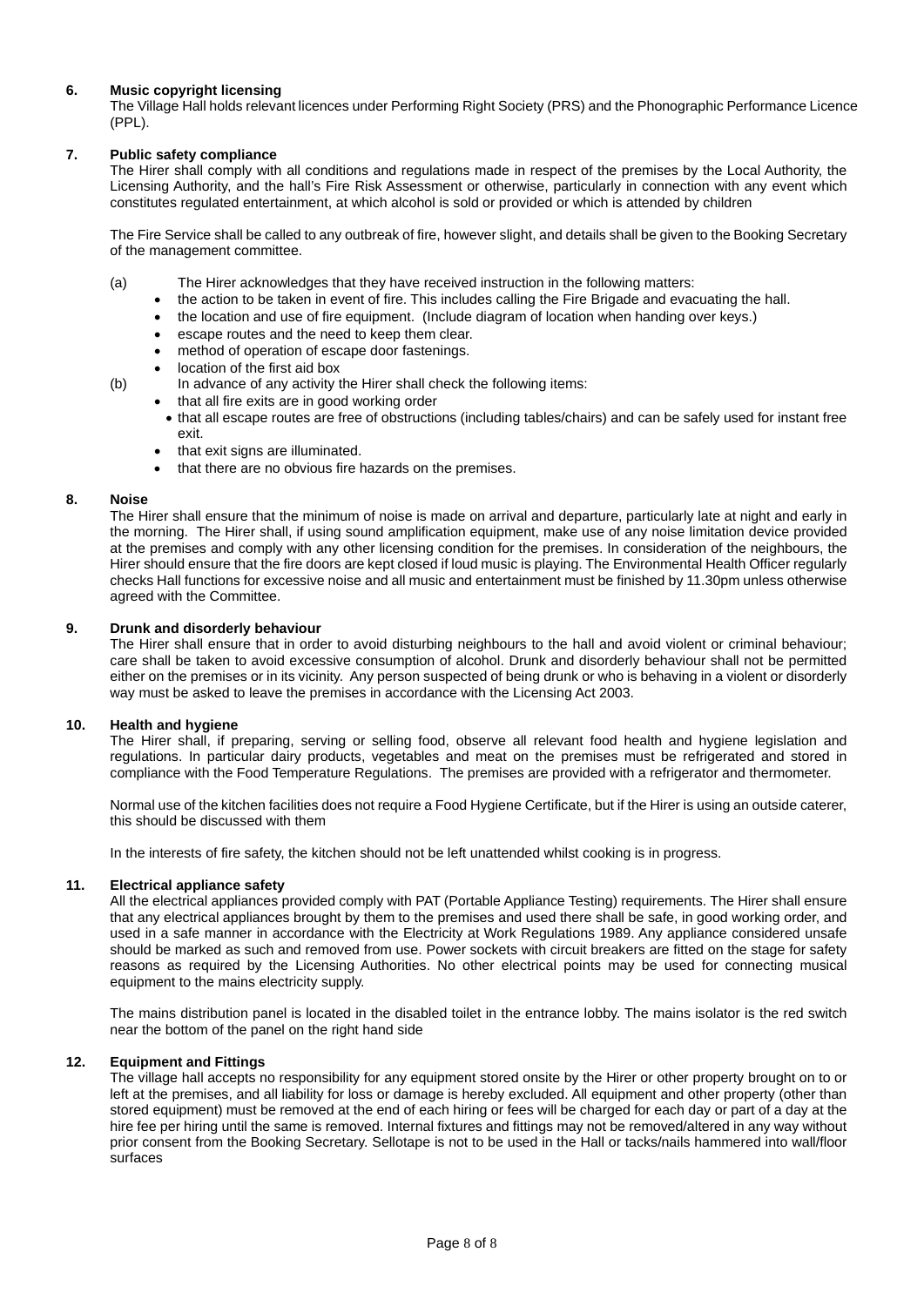**6. Music copyright licensing**

The Village Hall holds relevant licences under Performing Right Society (PRS) and the Phonographic Performance Licence (PPL).

**7. Public safety compliance**

The Hirer shall comply with all conditions and regulations made in respect of the premises by the Local Authority, the Licensing Authority, and the hall's Fire Risk Assessment or otherwise, particularly in connection with any event which constitutes regulated entertainment, at which alcohol is sold or provided or which is attended by children

The Fire Service shall be called to any outbreak of fire, however slight, and details shall be given to the Booking Secretary of the management committee.

(a) The Hirer acknowledges that they have received instruction in the following matters:

- the action to be taken in event of fire. This includes calling the Fire Brigade and evacuating the hall.
- the location and use of fire equipment. (Include diagram of location when handing over keys.)
- escape routes and the need to keep them clear.
- method of operation of escape door fastenings.
- location of the first aid box

(b) In advance of any activity the Hirer shall check the following items:

- that all fire exits are in good working order
- that all escape routes are free of obstructions (including tables/chairs) and can be safely used for instant free exit.
- that exit signs are illuminated.
- that there are no obvious fire hazards on the premises.

**8. Noise**

The Hirer shall ensure that the minimum of noise is made on arrival and departure, particularly late at night and early in the morning. The Hirer shall, if using sound amplification equipment, make use of any noise limitation device provided at the premises and comply with any other licensing condition for the premises. In consideration of the neighbours, the Hirer should ensure that the fire doors are kept closed if loud music is playing. The Environmental Health Officer regularly checks Hall functions for excessive noise and all music and entertainment must be finished by 11.30pm unless otherwise agreed with the Committee.

**9. Drunk and disorderly behaviour**

The Hirer shall ensure that in order to avoid disturbing neighbours to the hall and avoid violent or criminal behaviour; care shall be taken to avoid excessive consumption of alcohol. Drunk and disorderly behaviour shall not be permitted either on the premises or in its vicinity. Any person suspected of being drunk or who is behaving in a violent or disorderly way must be asked to leave the premises in accordance with the Licensing Act 2003.

**10. Health and hygiene**

The Hirer shall, if preparing, serving or selling food, observe all relevant food health and hygiene legislation and regulations. In particular dairy products, vegetables and meat on the premises must be refrigerated and stored in compliance with the Food Temperature Regulations. The premises are provided with a refrigerator and thermometer.

Normal use of the kitchen facilities does not require a Food Hygiene Certificate, but if the Hirer is using an outside caterer, this should be discussed with them

In the interests of fire safety, the kitchen should not be left unattended whilst cooking is in progress.

**11. Electrical appliance safety**

All the electrical appliances provided comply with PAT (Portable Appliance Testing) requirements. The Hirer shall ensure that any electrical appliances brought by them to the premises and used there shall be safe, in good working order, and used in a safe manner in accordance with the Electricity at Work Regulations 1989. Any appliance considered unsafe should be marked as such and removed from use. Power sockets with circuit breakers are fitted on the stage for safety reasons as required by the Licensing Authorities. No other electrical points may be used for connecting musical equipment to the mains electricity supply.

The mains distribution panel is located in the disabled toilet in the entrance lobby. The mains isolator is the red switch near the bottom of the panel on the right hand side

**12. Equipment and Fittings**

The village hall accepts no responsibility for any equipment stored onsite by the Hirer or other property brought on to or left at the premises, and all liability for loss or damage is hereby excluded. All equipment and other property (other than stored equipment) must be removed at the end of each hiring or fees will be charged for each day or part of a day at the hire fee per hiring until the same is removed. Internal fixtures and fittings may not be removed/altered in any way without prior consent from the Booking Secretary. Sellotape is not to be used in the Hall or tacks/nails hammered into wall/floor surfaces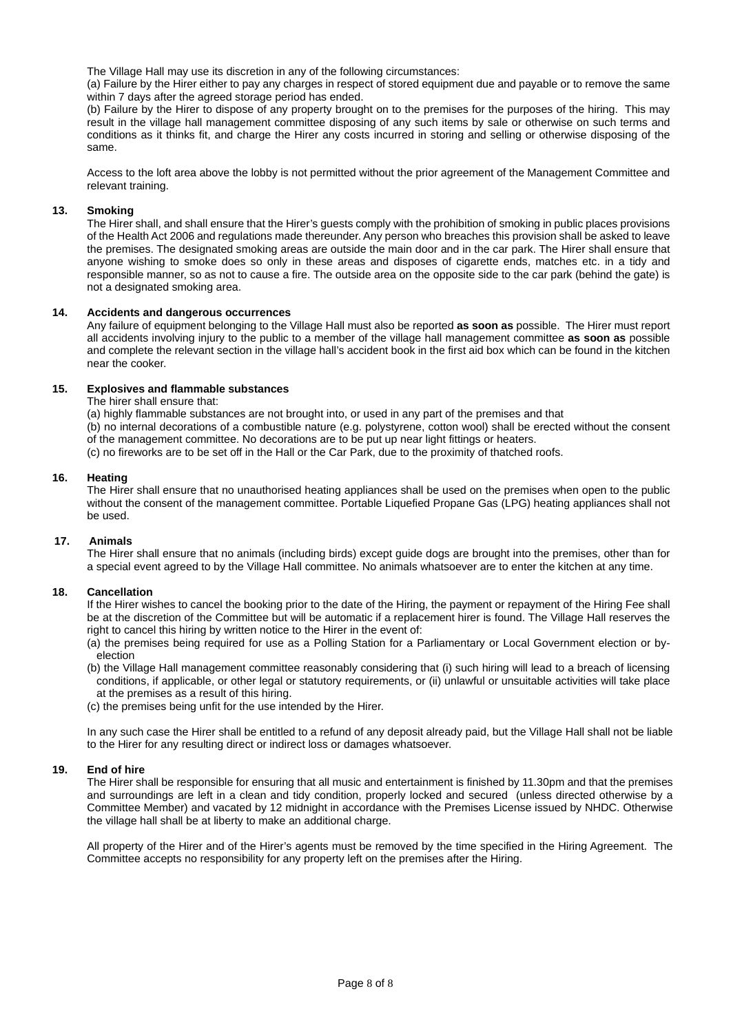The Village Hall may use its discretion in any of the following circumstances:

(a) Failure by the Hirer either to pay any charges in respect of stored equipment due and payable or to remove the same within 7 days after the agreed storage period has ended.

(b) Failure by the Hirer to dispose of any property brought on to the premises for the purposes of the hiring. This may result in the village hall management committee disposing of any such items by sale or otherwise on such terms and conditions as it thinks fit, and charge the Hirer any costs incurred in storing and selling or otherwise disposing of the same.

Access to the loft area above the lobby is not permitted without the prior agreement of the Management Committee and relevant training.

**13. Smoking**

The Hirer shall, and shall ensure that the Hirer's guests comply with the prohibition of smoking in public places provisions of the Health Act 2006 and regulations made thereunder. Any person who breaches this provision shall be asked to leave the premises. The designated smoking areas are outside the main door and in the car park. The Hirer shall ensure that anyone wishing to smoke does so only in these areas and disposes of cigarette ends, matches etc. in a tidy and responsible manner, so as not to cause a fire. The outside area on the opposite side to the car park (behind the gate) is not a designated smoking area.

**14. Accidents and dangerous occurrences**

Any failure of equipment belonging to the Village Hall must also be reported **as soon as** possible. The Hirer must report all accidents involving injury to the public to a member of the village hall management committee **as soon as** possible and complete the relevant section in the village hall's accident book in the first aid box which can be found in the kitchen near the cooker.

**15. Explosives and flammable substances**

The hirer shall ensure that:

(a) highly flammable substances are not brought into, or used in any part of the premises and that

(b) no internal decorations of a combustible nature (e.g. polystyrene, cotton wool) shall be erected without the consent of the management committee. No decorations are to be put up near light fittings or heaters.

(c) no fireworks are to be set off in the Hall or the Car Park, due to the proximity of thatched roofs.

**16. Heating**

The Hirer shall ensure that no unauthorised heating appliances shall be used on the premises when open to the public without the consent of the management committee. Portable Liquefied Propane Gas (LPG) heating appliances shall not be used.

**17. Animals**

The Hirer shall ensure that no animals (including birds) except guide dogs are brought into the premises, other than for a special event agreed to by the Village Hall committee. No animals whatsoever are to enter the kitchen at any time.

**18. Cancellation**

If the Hirer wishes to cancel the booking prior to the date of the Hiring, the payment or repayment of the Hiring Fee shall be at the discretion of the Committee but will be automatic if a replacement hirer is found. The Village Hall reserves the right to cancel this hiring by written notice to the Hirer in the event of:

(a) the premises being required for use as a Polling Station for a Parliamentary or Local Government election or by-election

(b) the Village Hall management committee reasonably considering that (i) such hiring will lead to a breach of licensing conditions, if applicable, or other legal or statutory requirements, or (ii) unlawful or unsuitable activities will take place at the premises as a result of this hiring.

(c) the premises being unfit for the use intended by the Hirer.

In any such case the Hirer shall be entitled to a refund of any deposit already paid, but the Village Hall shall not be liable to the Hirer for any resulting direct or indirect loss or damages whatsoever.

**19. End of hire**

The Hirer shall be responsible for ensuring that all music and entertainment is finished by 11.30pm and that the premises and surroundings are left in a clean and tidy condition, properly locked and secured (unless directed otherwise by a Committee Member) and vacated by 12 midnight in accordance with the Premises License issued by NHDC. Otherwise the village hall shall be at liberty to make an additional charge.

All property of the Hirer and of the Hirer's agents must be removed by the time specified in the Hiring Agreement. The Committee accepts no responsibility for any property left on the premises after the Hiring.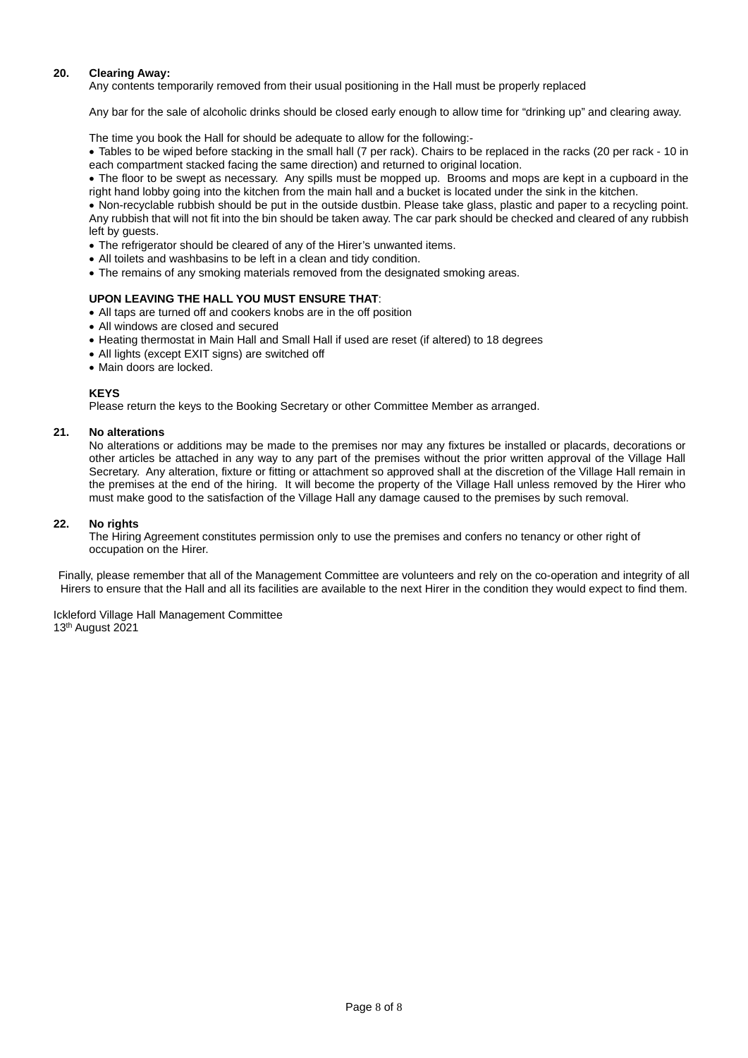**20. Clearing Away:**

Any contents temporarily removed from their usual positioning in the Hall must be properly replaced

Any bar for the sale of alcoholic drinks should be closed early enough to allow time for "drinking up" and clearing away.

The time you book the Hall for should be adequate to allow for the following:-

- Tables to be wiped before stacking in the small hall (7 per rack). Chairs to be replaced in the racks (20 per rack - 10 in each compartment stacked facing the same direction) and returned to original location.
- The floor to be swept as necessary. Any spills must be mopped up. Brooms and mops are kept in a cupboard in the right hand lobby going into the kitchen from the main hall and a bucket is located under the sink in the kitchen.
- Non-recyclable rubbish should be put in the outside dustbin. Please take glass, plastic and paper to a recycling point. Any rubbish that will not fit into the bin should be taken away. The car park should be checked and cleared of any rubbish left by guests.
- The refrigerator should be cleared of any of the Hirer's unwanted items.
- All toilets and washbasins to be left in a clean and tidy condition.
- The remains of any smoking materials removed from the designated smoking areas.

**UPON LEAVING THE HALL YOU MUST ENSURE THAT**:

- All taps are turned off and cookers knobs are in the off position
- All windows are closed and secured
- Heating thermostat in Main Hall and Small Hall if used are reset (if altered) to 18 degrees
- All lights (except EXIT signs) are switched off
- Main doors are locked.

**KEYS**

Please return the keys to the Booking Secretary or other Committee Member as arranged.

**21. No alterations**

No alterations or additions may be made to the premises nor may any fixtures be installed or placards, decorations or other articles be attached in any way to any part of the premises without the prior written approval of the Village Hall Secretary. Any alteration, fixture or fitting or attachment so approved shall at the discretion of the Village Hall remain in the premises at the end of the hiring. It will become the property of the Village Hall unless removed by the Hirer who must make good to the satisfaction of the Village Hall any damage caused to the premises by such removal.

**22. No rights**

The Hiring Agreement constitutes permission only to use the premises and confers no tenancy or other right of occupation on the Hirer.

Finally, please remember that all of the Management Committee are volunteers and rely on the co-operation and integrity of all Hirers to ensure that the Hall and all its facilities are available to the next Hirer in the condition they would expect to find them.

Ickleford Village Hall Management Committee
13th August 2021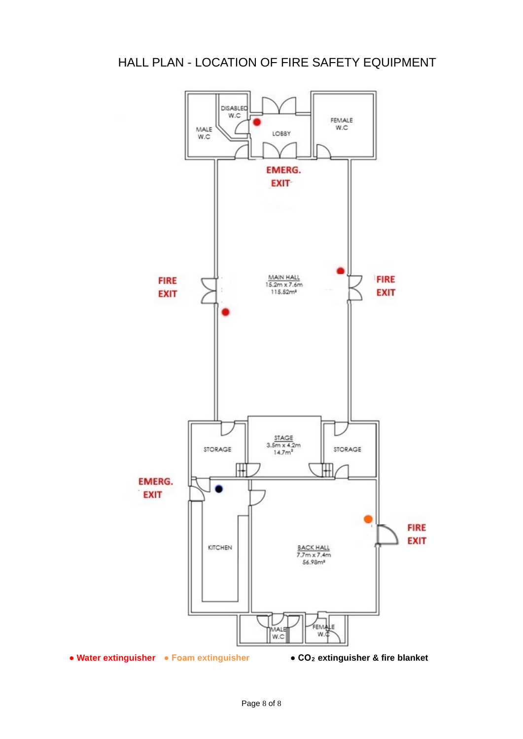# HALL PLAN - LOCATION OF FIRE SAFETY EQUIPMENT

DISABLED W.C

MALE W.C

LOBBY

FEMALE W.C

EMERG. EXIT

FIRE EXIT

MAIN HALL
15.2m x 7.6m
115.52m²

FIRE EXIT

STORAGE

STAGE
3.5m x 4.2m
14.7m²

STORAGE

EMERG. EXIT

KITCHEN

BACK HALL
7.7m x 7.4m
56.98m²

FIRE EXIT

MALE W.C

FEMALE W.C

● **Water extinguisher** ● **Foam extinguisher** ● **$CO_2$ extinguisher & fire blanket**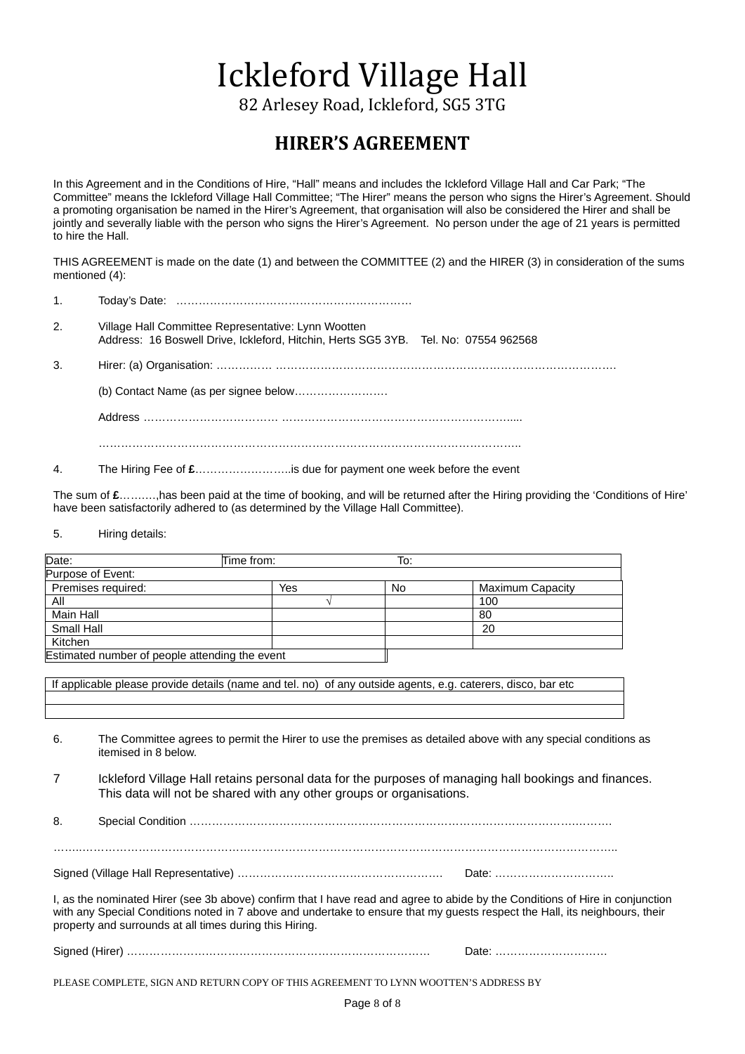# Ickleford Village Hall

82 Arlesey Road, Ickleford, SG5 3TG

## HIRER'S AGREEMENT

In this Agreement and in the Conditions of Hire, "Hall" means and includes the Ickleford Village Hall and Car Park; "The Committee" means the Ickleford Village Hall Committee; "The Hirer" means the person who signs the Hirer's Agreement. Should a promoting organisation be named in the Hirer's Agreement, that organisation will also be considered the Hirer and shall be jointly and severally liable with the person who signs the Hirer's Agreement. No person under the age of 21 years is permitted to hire the Hall.

THIS AGREEMENT is made on the date (1) and between the COMMITTEE (2) and the HIRER (3) in consideration of the sums mentioned (4):

1. Today's Date: ………………………………………………………

2. Village Hall Committee Representative: Lynn Wootten
   Address: 16 Boswell Drive, Ickleford, Hitchin, Herts SG5 3YB. Tel. No: 07554 962568

3. Hirer: (a) Organisation: …………… ……………………………………………………………………………….

   (b) Contact Name (as per signee below……………………

   Address ……………………………… ……………………………………………………....

   ……………………………………………………………………………………………….

4. The Hiring Fee of **£**……………………..is due for payment one week before the event

The sum of **£**……….,has been paid at the time of booking, and will be returned after the Hiring providing the 'Conditions of Hire' have been satisfactorily adhered to (as determined by the Village Hall Committee).

5. Hiring details:

| Date: | Time from: | To: | |
|---|---|---|---|
| Purpose of Event: | | | |
| Premises required: | Yes | No | Maximum Capacity |
| All | √ | | 100 |
| Main Hall | | | 80 |
| Small Hall | | | 20 |
| Kitchen | | | |
| Estimated number of people attending the event | | | |

| If applicable please provide details (name and tel. no) of any outside agents, e.g. caterers, disco, bar etc |
|---|
| |
| |

6. The Committee agrees to permit the Hirer to use the premises as detailed above with any special conditions as itemised in 8 below.

7. Ickleford Village Hall retains personal data for the purposes of managing hall bookings and finances. This data will not be shared with any other groups or organisations.

8. Special Condition ……………………………………………………………………………………………….

………………………………………………………………………………………………………………………..

Signed (Village Hall Representative) ……………………………………………… Date: …………………………..

I, as the nominated Hirer (see 3b above) confirm that I have read and agree to abide by the Conditions of Hire in conjunction with any Special Conditions noted in 7 above and undertake to ensure that my guests respect the Hall, its neighbours, their property and surrounds at all times during this Hiring.

Signed (Hirer) ………………………………………………………………………… Date: …………………………

PLEASE COMPLETE, SIGN AND RETURN COPY OF THIS AGREEMENT TO LYNN WOOTTEN'S ADDRESS BY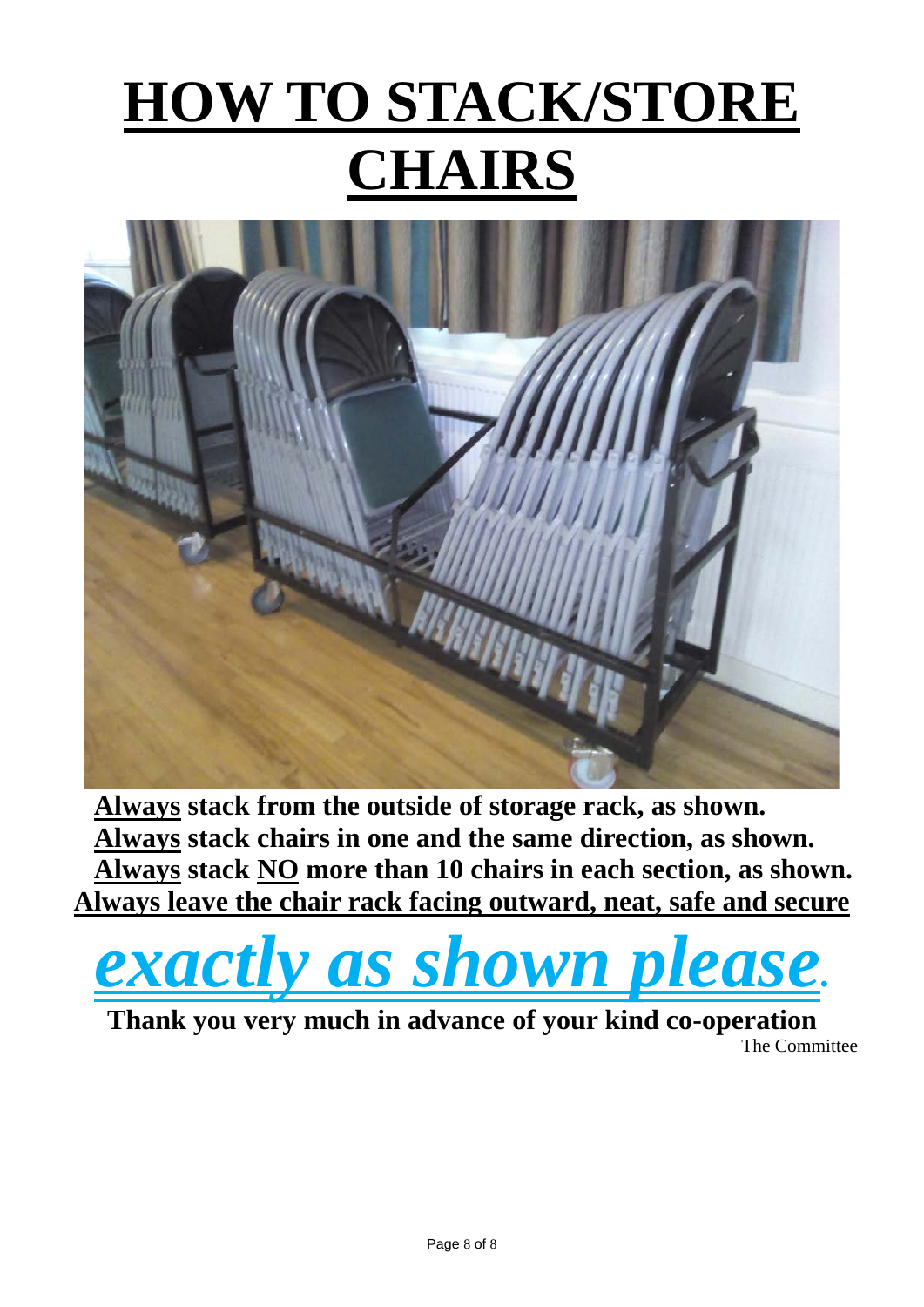# HOW TO STACK/STORE CHAIRS

**Always stack from the outside of storage rack, as shown.**
**Always stack chairs in one and the same direction, as shown.**
**Always stack NO more than 10 chairs in each section, as shown.**
**Always leave the chair rack facing outward, neat, safe and secure**

***exactly as shown please.***

**Thank you very much in advance of your kind co-operation**

The Committee